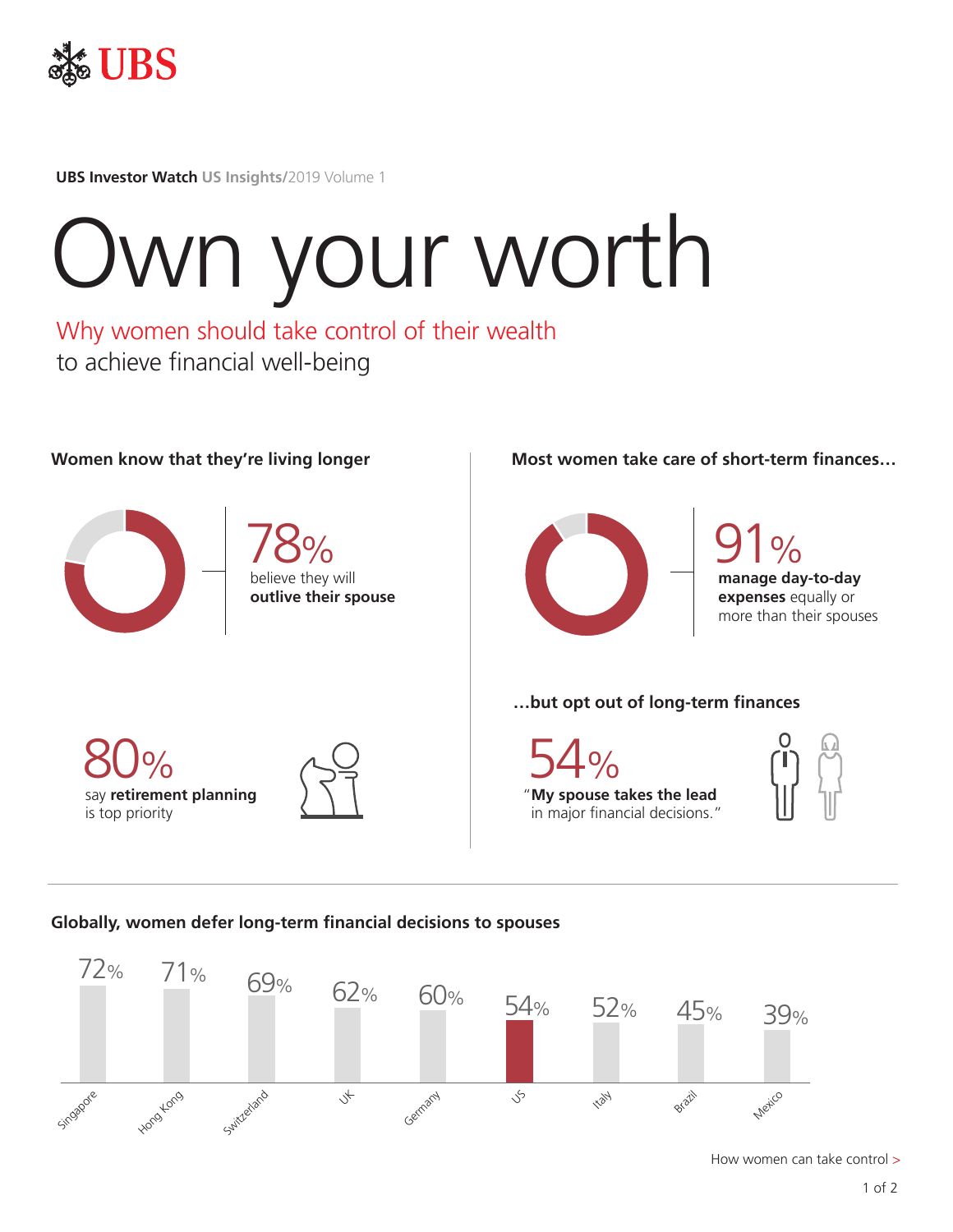UBS

**UBS Investor Watch** US Insights/2019 Volume 1

# Own your worth

## Why women should take control of their wealth to achieve financial well-being

### Women know that they're living longer

**78%** believe they will **outlive their spouse**

**80%** say **retirement planning** is top priority

### Most women take care of short-term finances…

**91%** **manage day-to-day expenses** equally or more than their spouses

### …but opt out of long-term finances

**54%** "**My spouse takes the lead** in major financial decisions."

### Globally, women defer long-term financial decisions to spouses

| Country | % |
|---|---|
| Singapore | 72% |
| Hong Kong | 71% |
| Switzerland | 69% |
| UK | 62% |
| Germany | 60% |
| US | 54% |
| Italy | 52% |
| Brazil | 45% |
| Mexico | 39% |

How women can take control >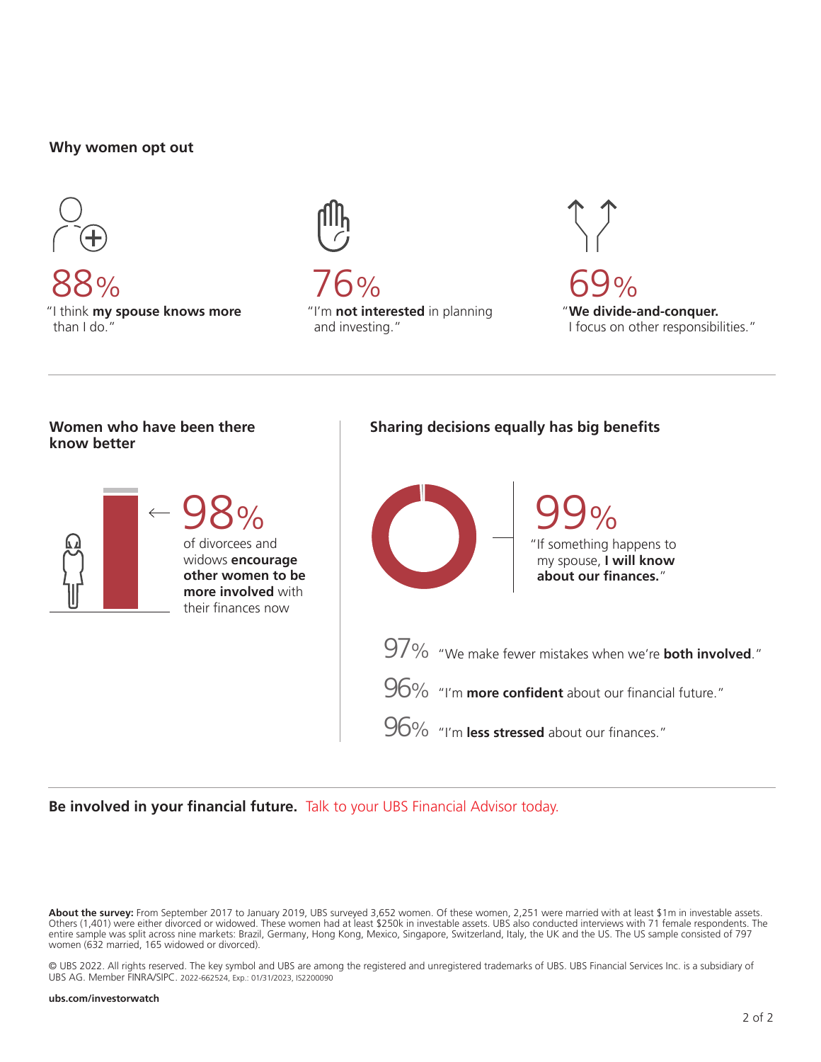## Why women opt out

88% "I think **my spouse knows more** than I do."

76% "I'm **not interested** in planning and investing."

69% "**We divide-and-conquer.** I focus on other responsibilities."

## Women who have been there know better

98% of divorcees and widows **encourage other women to be more involved** with their finances now

## Sharing decisions equally has big benefits

99% "If something happens to my spouse, **I will know about our finances.**"

97% "We make fewer mistakes when we're **both involved**."

96% "I'm **more confident** about our financial future."

96% "I'm **less stressed** about our finances."

**Be involved in your financial future.** Talk to your UBS Financial Advisor today.

**About the survey:** From September 2017 to January 2019, UBS surveyed 3,652 women. Of these women, 2,251 were married with at least $1m in investable assets. Others (1,401) were either divorced or widowed. These women had at least $250k in investable assets. UBS also conducted interviews with 71 female respondents. The entire sample was split across nine markets: Brazil, Germany, Hong Kong, Mexico, Singapore, Switzerland, Italy, the UK and the US. The US sample consisted of 797 women (632 married, 165 widowed or divorced).

© UBS 2022. All rights reserved. The key symbol and UBS are among the registered and unregistered trademarks of UBS. UBS Financial Services Inc. is a subsidiary of UBS AG. Member FINRA/SIPC. 2022-662524, Exp.: 01/31/2023, IS2200090

**ubs.com/investorwatch**